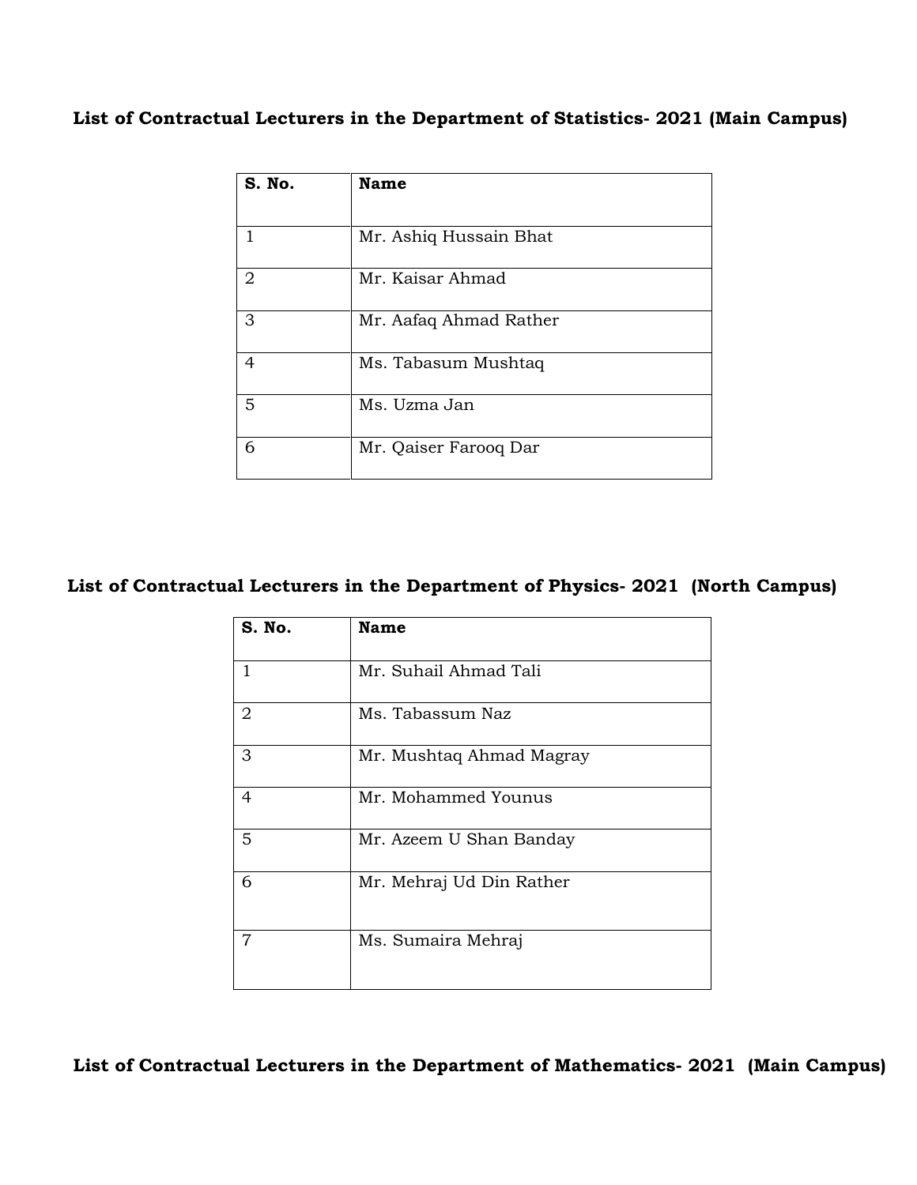**List of Contractual Lecturers in the Department of Statistics- 2021 (Main Campus)**

| S. No. | Name |
| --- | --- |
| 1 | Mr. Ashiq Hussain Bhat |
| 2 | Mr. Kaisar Ahmad |
| 3 | Mr. Aafaq Ahmad Rather |
| 4 | Ms. Tabasum Mushtaq |
| 5 | Ms. Uzma Jan |
| 6 | Mr. Qaiser Farooq Dar |

**List of Contractual Lecturers in the Department of Physics- 2021 (North Campus)**

| S. No. | Name |
| --- | --- |
| 1 | Mr. Suhail Ahmad Tali |
| 2 | Ms. Tabassum Naz |
| 3 | Mr. Mushtaq Ahmad Magray |
| 4 | Mr. Mohammed Younus |
| 5 | Mr. Azeem U Shan Banday |
| 6 | Mr. Mehraj Ud Din Rather |
| 7 | Ms. Sumaira Mehraj |

**List of Contractual Lecturers in the Department of Mathematics- 2021 (Main Campus)**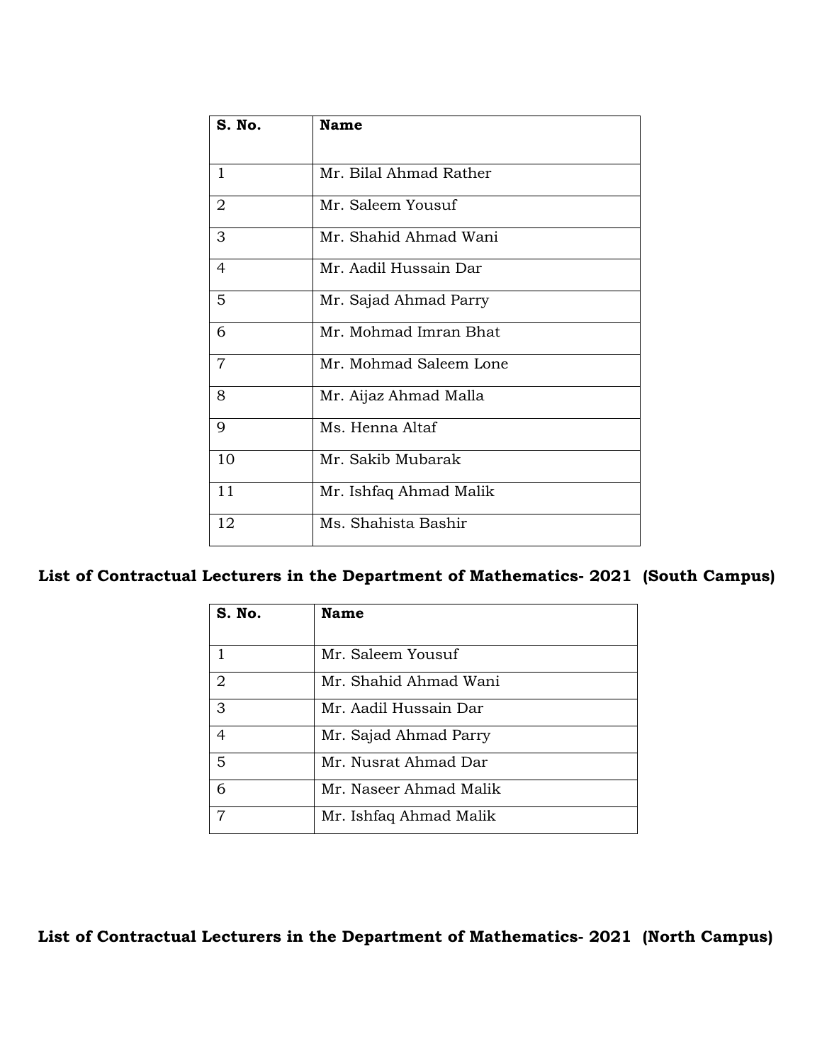| S. No. | Name |
| --- | --- |
| 1 | Mr. Bilal Ahmad Rather |
| 2 | Mr. Saleem Yousuf |
| 3 | Mr. Shahid Ahmad Wani |
| 4 | Mr. Aadil Hussain Dar |
| 5 | Mr. Sajad Ahmad Parry |
| 6 | Mr. Mohmad Imran Bhat |
| 7 | Mr. Mohmad Saleem Lone |
| 8 | Mr. Aijaz Ahmad Malla |
| 9 | Ms. Henna Altaf |
| 10 | Mr. Sakib Mubarak |
| 11 | Mr. Ishfaq Ahmad Malik |
| 12 | Ms. Shahista Bashir |

**List of Contractual Lecturers in the Department of Mathematics- 2021 (South Campus)**

| S. No. | Name |
| --- | --- |
| 1 | Mr. Saleem Yousuf |
| 2 | Mr. Shahid Ahmad Wani |
| 3 | Mr. Aadil Hussain Dar |
| 4 | Mr. Sajad Ahmad Parry |
| 5 | Mr. Nusrat Ahmad Dar |
| 6 | Mr. Naseer Ahmad Malik |
| 7 | Mr. Ishfaq Ahmad Malik |

**List of Contractual Lecturers in the Department of Mathematics- 2021 (North Campus)**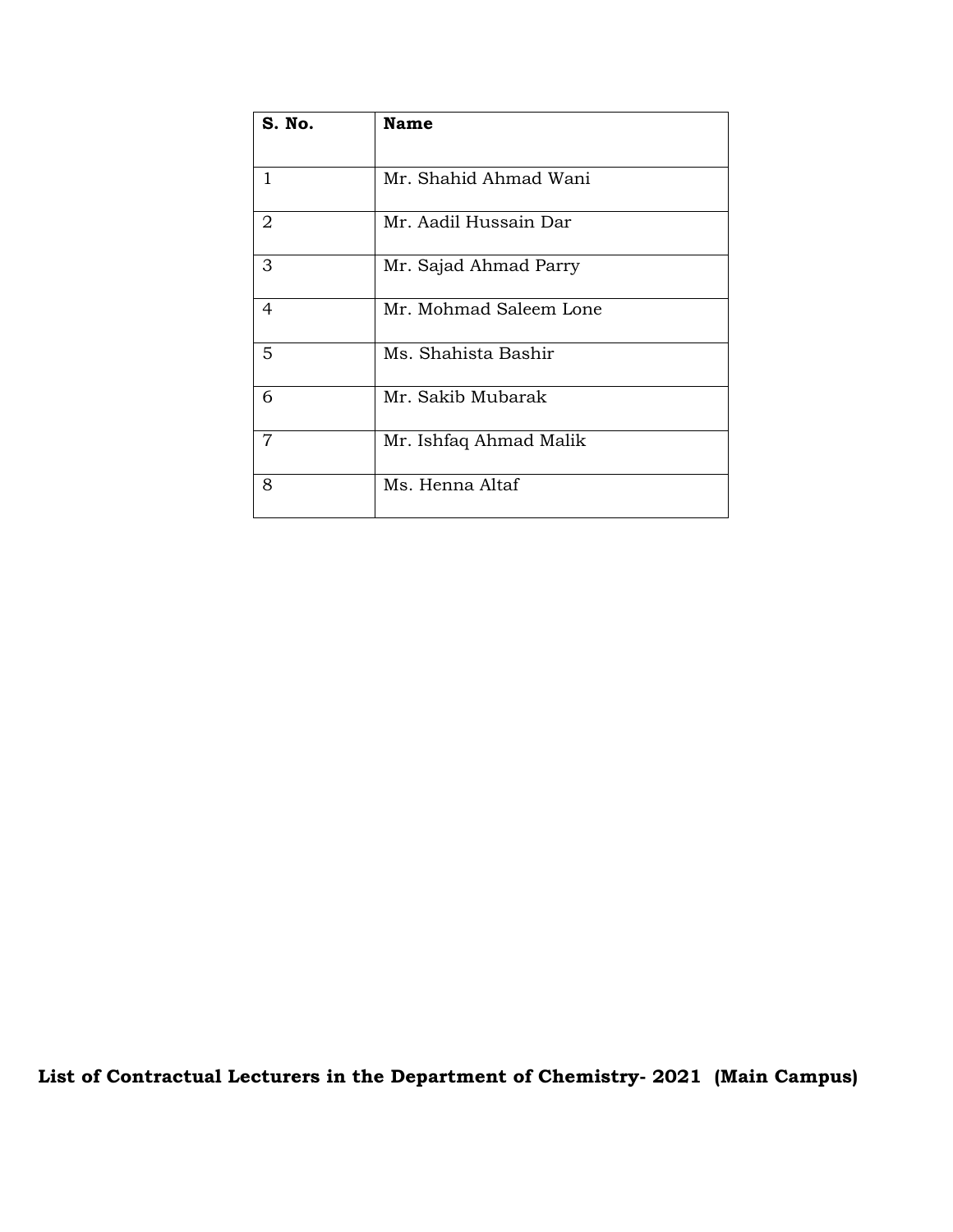| S. No. | Name |
| --- | --- |
| 1 | Mr. Shahid Ahmad Wani |
| 2 | Mr. Aadil Hussain Dar |
| 3 | Mr. Sajad Ahmad Parry |
| 4 | Mr. Mohmad Saleem Lone |
| 5 | Ms. Shahista Bashir |
| 6 | Mr. Sakib Mubarak |
| 7 | Mr. Ishfaq Ahmad Malik |
| 8 | Ms. Henna Altaf |

**List of Contractual Lecturers in the Department of Chemistry- 2021 (Main Campus)**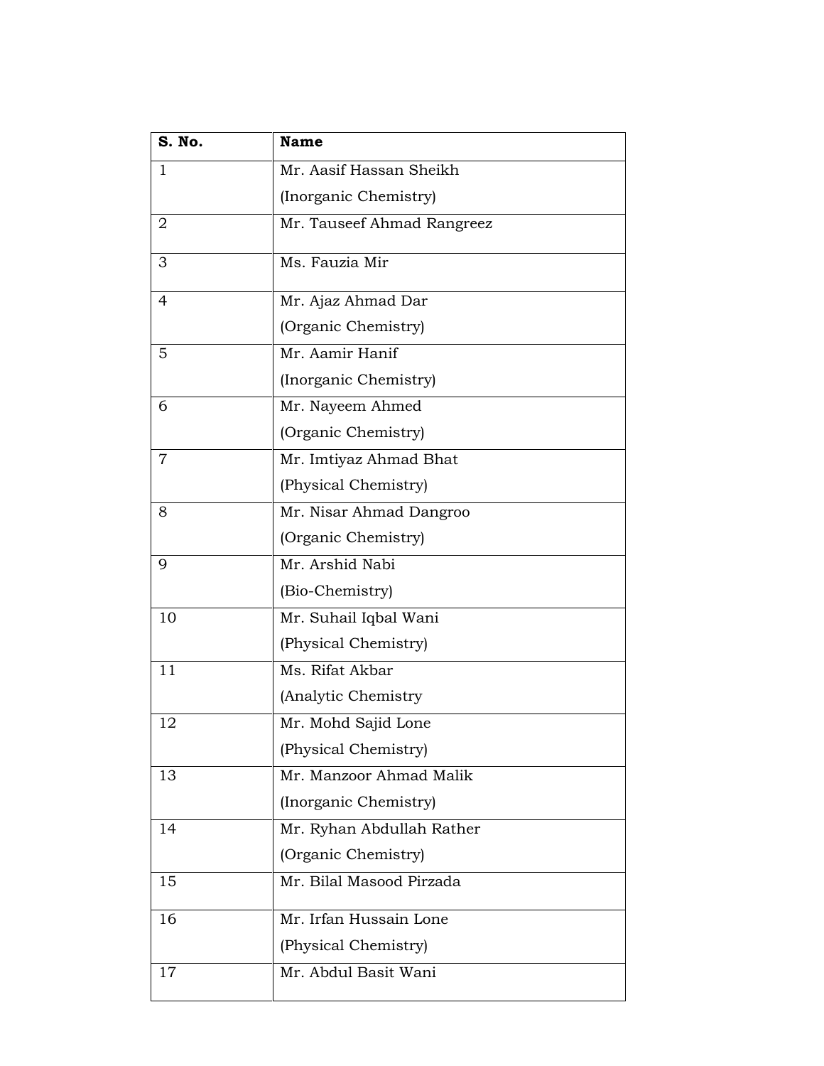| S. No. | Name |
|---|---|
| 1 | Mr. Aasif Hassan Sheikh (Inorganic Chemistry) |
| 2 | Mr. Tauseef Ahmad Rangreez |
| 3 | Ms. Fauzia Mir |
| 4 | Mr. Ajaz Ahmad Dar (Organic Chemistry) |
| 5 | Mr. Aamir Hanif (Inorganic Chemistry) |
| 6 | Mr. Nayeem Ahmed (Organic Chemistry) |
| 7 | Mr. Imtiyaz Ahmad Bhat (Physical Chemistry) |
| 8 | Mr. Nisar Ahmad Dangroo (Organic Chemistry) |
| 9 | Mr. Arshid Nabi (Bio-Chemistry) |
| 10 | Mr. Suhail Iqbal Wani (Physical Chemistry) |
| 11 | Ms. Rifat Akbar (Analytic Chemistry |
| 12 | Mr. Mohd Sajid Lone (Physical Chemistry) |
| 13 | Mr. Manzoor Ahmad Malik (Inorganic Chemistry) |
| 14 | Mr. Ryhan Abdullah Rather (Organic Chemistry) |
| 15 | Mr. Bilal Masood Pirzada |
| 16 | Mr. Irfan Hussain Lone (Physical Chemistry) |
| 17 | Mr. Abdul Basit Wani |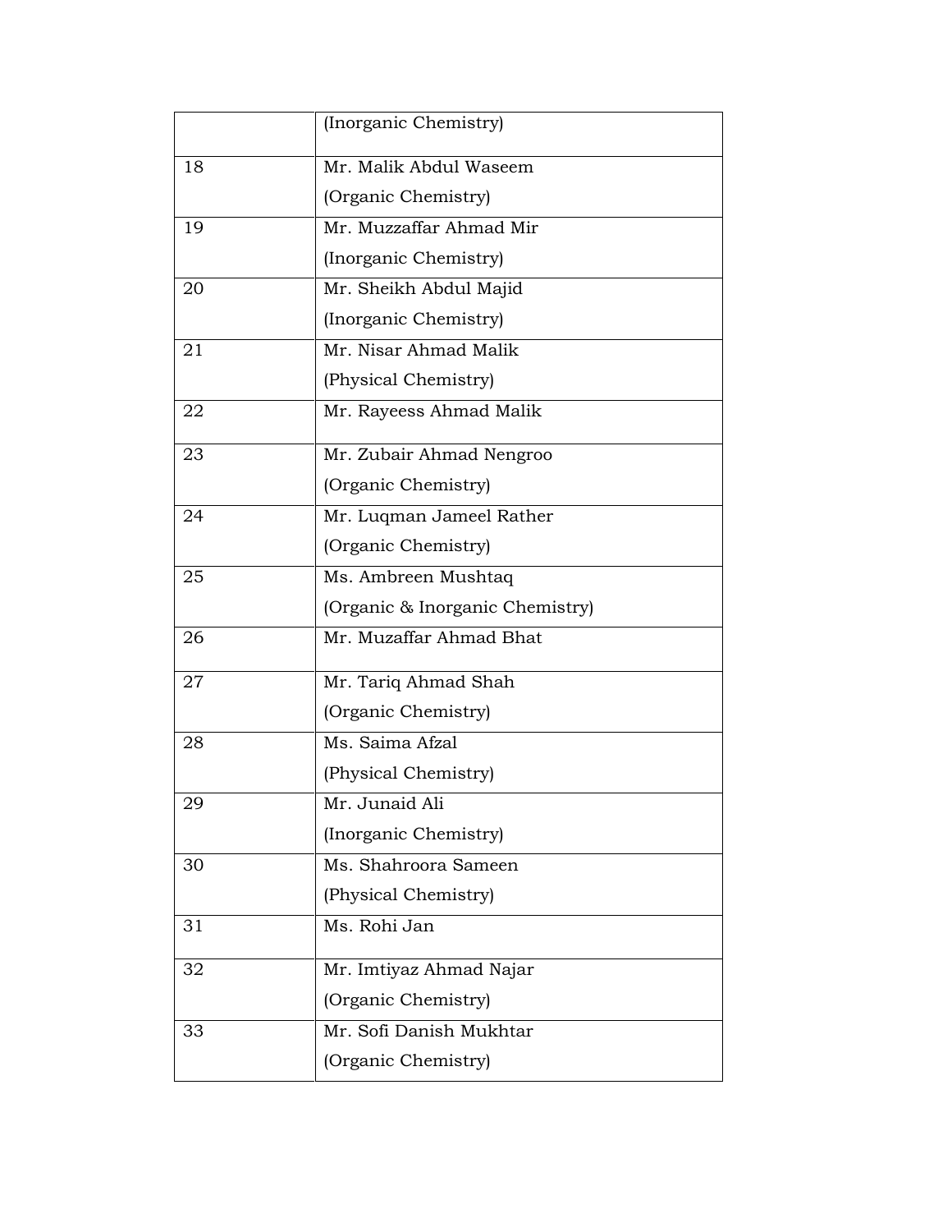| | |
|---|---|
| | (Inorganic Chemistry) |
| 18 | Mr. Malik Abdul Waseem<br>(Organic Chemistry) |
| 19 | Mr. Muzzaffar Ahmad Mir<br>(Inorganic Chemistry) |
| 20 | Mr. Sheikh Abdul Majid<br>(Inorganic Chemistry) |
| 21 | Mr. Nisar Ahmad Malik<br>(Physical Chemistry) |
| 22 | Mr. Rayeess Ahmad Malik |
| 23 | Mr. Zubair Ahmad Nengroo<br>(Organic Chemistry) |
| 24 | Mr. Luqman Jameel Rather<br>(Organic Chemistry) |
| 25 | Ms. Ambreen Mushtaq<br>(Organic & Inorganic Chemistry) |
| 26 | Mr. Muzaffar Ahmad Bhat |
| 27 | Mr. Tariq Ahmad Shah<br>(Organic Chemistry) |
| 28 | Ms. Saima Afzal<br>(Physical Chemistry) |
| 29 | Mr. Junaid Ali<br>(Inorganic Chemistry) |
| 30 | Ms. Shahroora Sameen<br>(Physical Chemistry) |
| 31 | Ms. Rohi Jan |
| 32 | Mr. Imtiyaz Ahmad Najar<br>(Organic Chemistry) |
| 33 | Mr. Sofi Danish Mukhtar<br>(Organic Chemistry) |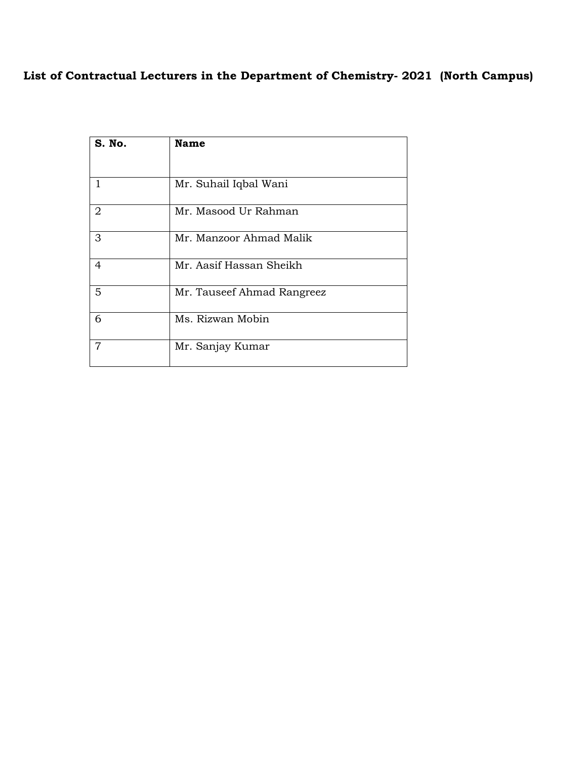**List of Contractual Lecturers in the Department of Chemistry- 2021 (North Campus)**

| S. No. | Name |
|---|---|
| 1 | Mr. Suhail Iqbal Wani |
| 2 | Mr. Masood Ur Rahman |
| 3 | Mr. Manzoor Ahmad Malik |
| 4 | Mr. Aasif Hassan Sheikh |
| 5 | Mr. Tauseef Ahmad Rangreez |
| 6 | Ms. Rizwan Mobin |
| 7 | Mr. Sanjay Kumar |